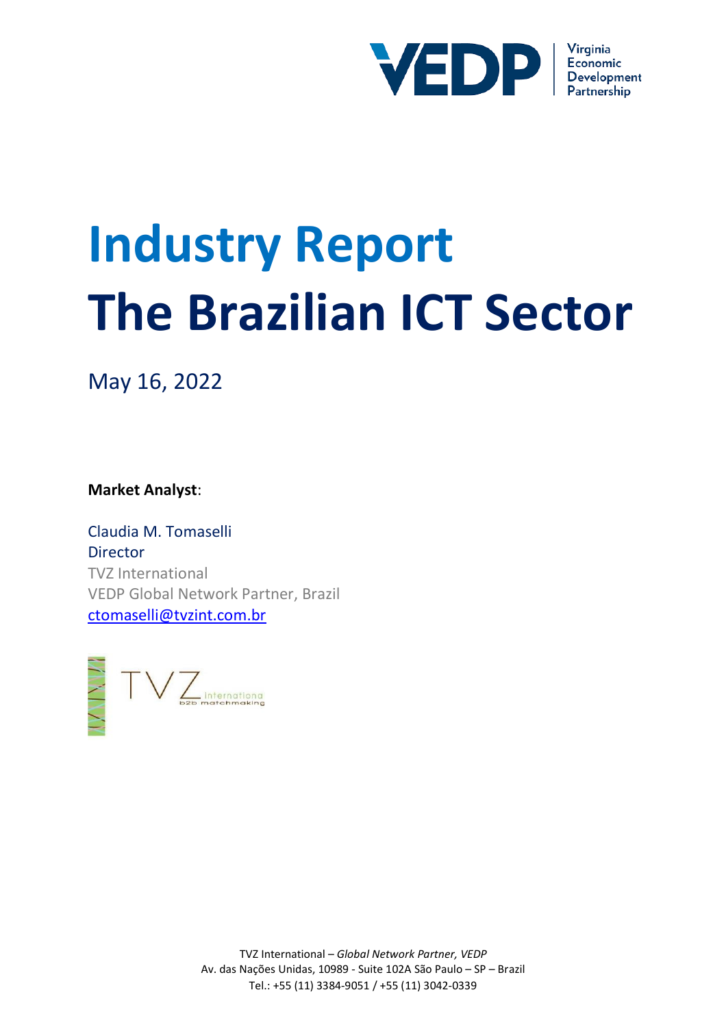Virginia Economic Development Partnership

# Industry Report
# The Brazilian ICT Sector

May 16, 2022

**Market Analyst**:

Claudia M. Tomaselli
Director
TVZ International
VEDP Global Network Partner, Brazil
ctomaselli@tvzint.com.br

TVZ international b2b matchmaking

TVZ International – *Global Network Partner, VEDP*
Av. das Nações Unidas, 10989 - Suite 102A São Paulo – SP – Brazil
Tel.: +55 (11) 3384-9051 / +55 (11) 3042-0339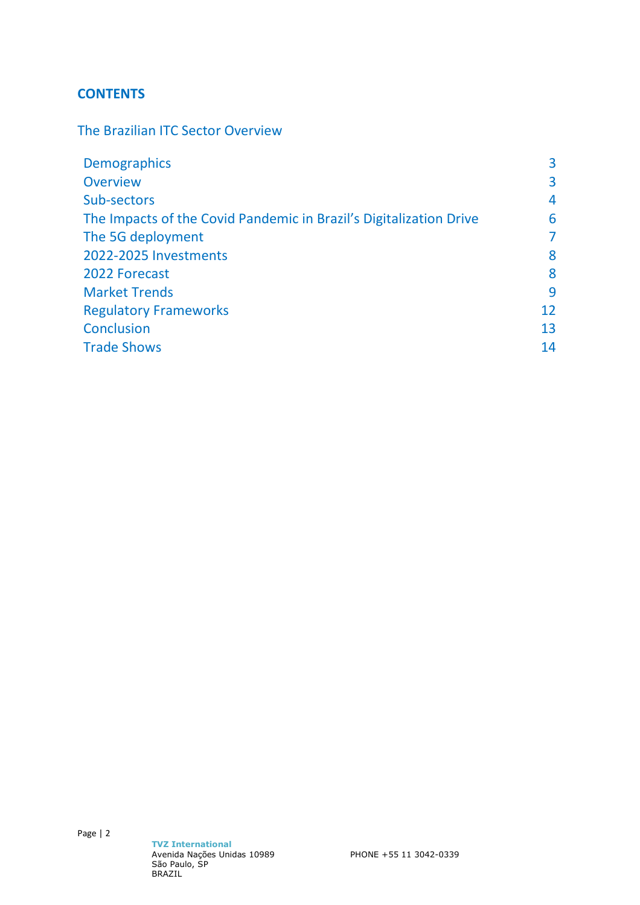## CONTENTS

The Brazilian ITC Sector Overview

| | |
|---|---|
| Demographics | 3 |
| Overview | 3 |
| Sub-sectors | 4 |
| The Impacts of the Covid Pandemic in Brazil’s Digitalization Drive | 6 |
| The 5G deployment | 7 |
| 2022-2025 Investments | 8 |
| 2022 Forecast | 8 |
| Market Trends | 9 |
| Regulatory Frameworks | 12 |
| Conclusion | 13 |
| Trade Shows | 14 |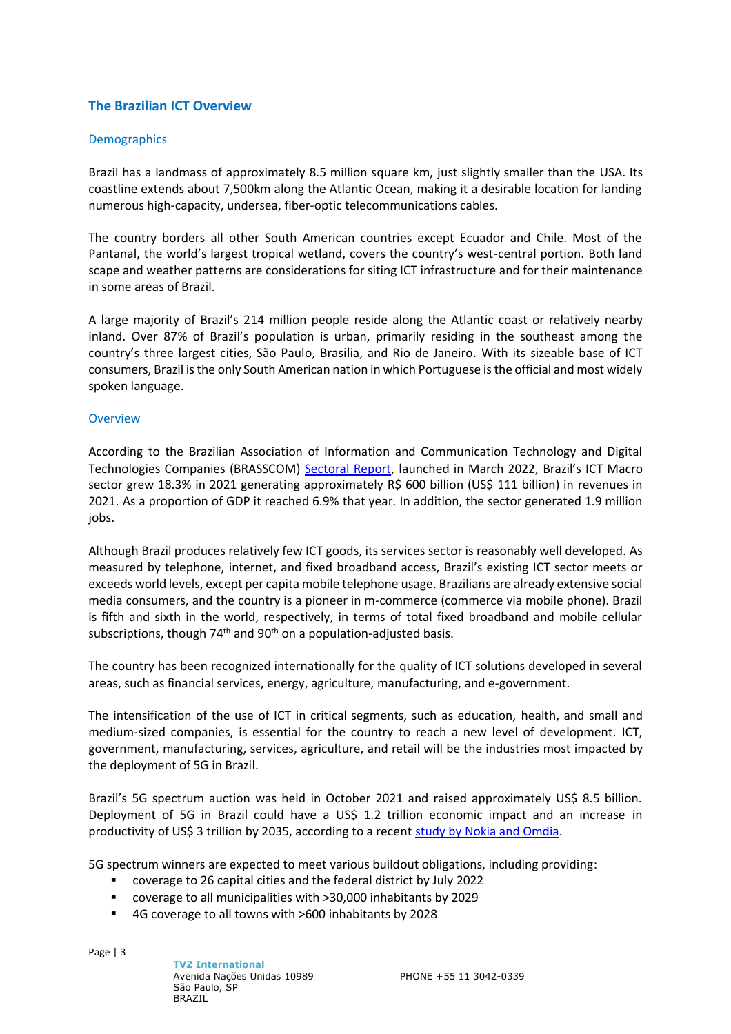## The Brazilian ICT Overview

### Demographics

Brazil has a landmass of approximately 8.5 million square km, just slightly smaller than the USA. Its coastline extends about 7,500km along the Atlantic Ocean, making it a desirable location for landing numerous high-capacity, undersea, fiber-optic telecommunications cables.

The country borders all other South American countries except Ecuador and Chile. Most of the Pantanal, the world's largest tropical wetland, covers the country's west-central portion. Both land scape and weather patterns are considerations for siting ICT infrastructure and for their maintenance in some areas of Brazil.

A large majority of Brazil's 214 million people reside along the Atlantic coast or relatively nearby inland. Over 87% of Brazil's population is urban, primarily residing in the southeast among the country's three largest cities, São Paulo, Brasilia, and Rio de Janeiro. With its sizeable base of ICT consumers, Brazil is the only South American nation in which Portuguese is the official and most widely spoken language.

### Overview

According to the Brazilian Association of Information and Communication Technology and Digital Technologies Companies (BRASSCOM) Sectoral Report, launched in March 2022, Brazil's ICT Macro sector grew 18.3% in 2021 generating approximately R$ 600 billion (US$ 111 billion) in revenues in 2021. As a proportion of GDP it reached 6.9% that year. In addition, the sector generated 1.9 million jobs.

Although Brazil produces relatively few ICT goods, its services sector is reasonably well developed. As measured by telephone, internet, and fixed broadband access, Brazil's existing ICT sector meets or exceeds world levels, except per capita mobile telephone usage. Brazilians are already extensive social media consumers, and the country is a pioneer in m-commerce (commerce via mobile phone). Brazil is fifth and sixth in the world, respectively, in terms of total fixed broadband and mobile cellular subscriptions, though 74th and 90th on a population-adjusted basis.

The country has been recognized internationally for the quality of ICT solutions developed in several areas, such as financial services, energy, agriculture, manufacturing, and e-government.

The intensification of the use of ICT in critical segments, such as education, health, and small and medium-sized companies, is essential for the country to reach a new level of development. ICT, government, manufacturing, services, agriculture, and retail will be the industries most impacted by the deployment of 5G in Brazil.

Brazil's 5G spectrum auction was held in October 2021 and raised approximately US$ 8.5 billion. Deployment of 5G in Brazil could have a US$ 1.2 trillion economic impact and an increase in productivity of US$ 3 trillion by 2035, according to a recent study by Nokia and Omdia.

5G spectrum winners are expected to meet various buildout obligations, including providing:

- coverage to 26 capital cities and the federal district by July 2022
- coverage to all municipalities with >30,000 inhabitants by 2029
- 4G coverage to all towns with >600 inhabitants by 2028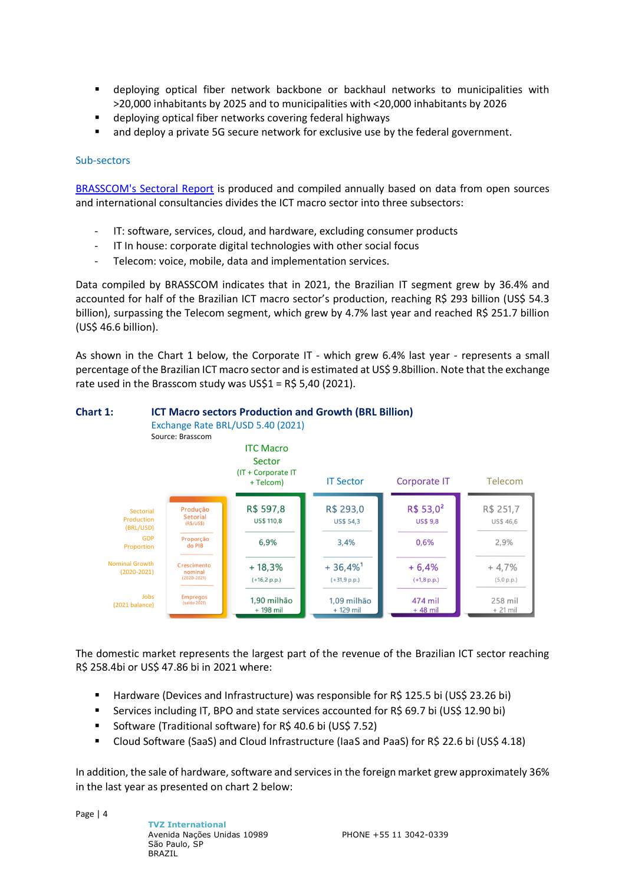- deploying optical fiber network backbone or backhaul networks to municipalities with >20,000 inhabitants by 2025 and to municipalities with <20,000 inhabitants by 2026
- deploying optical fiber networks covering federal highways
- and deploy a private 5G secure network for exclusive use by the federal government.

### Sub-sectors

BRASSCOM's Sectoral Report is produced and compiled annually based on data from open sources and international consultancies divides the ICT macro sector into three subsectors:

- IT: software, services, cloud, and hardware, excluding consumer products
- IT In house: corporate digital technologies with other social focus
- Telecom: voice, mobile, data and implementation services.

Data compiled by BRASSCOM indicates that in 2021, the Brazilian IT segment grew by 36.4% and accounted for half of the Brazilian ICT macro sector's production, reaching R$ 293 billion (US$ 54.3 billion), surpassing the Telecom segment, which grew by 4.7% last year and reached R$ 251.7 billion (US$ 46.6 billion).

As shown in the Chart 1 below, the Corporate IT - which grew 6.4% last year - represents a small percentage of the Brazilian ICT macro sector and is estimated at US$ 9.8billion. Note that the exchange rate used in the Brasscom study was US$1 = R$ 5,40 (2021).

**Chart 1: ICT Macro sectors Production and Growth (BRL Billion)**

Exchange Rate BRL/USD 5.40 (2021)

Source: Brasscom

| | | ITC Macro Sector (IT + Corporate IT + Telcom) | IT Sector | Corporate IT | Telecom |
|---|---|---|---|---|---|
| Sectorial Production (BRL/USD) | Produção Setorial (R$/US$) | R$ 597,8<br>US$ 110,8 | R$ 293,0<br>US$ 54,3 | R$ 53,0[2]<br>US$ 9,8 | R$ 251,7<br>US$ 46,6 |
| GDP Proportion | Proporção do PIB | 6,9% | 3,4% | 0,6% | 2,9% |
| Nominal Growth (2020-2021) | Crescimento nominal (2020-2021) | + 18,3%<br>(+16,2 p.p.) | + 36,4%[1]<br>(+31,9 p.p.) | + 6,4%<br>(+1,8 p.p.) | + 4,7%<br>(5,0 p.p.) |
| Jobs (2021 balance) | Empregos (saldo 2021) | 1,90 milhão<br>+ 198 mil | 1,09 milhão<br>+ 129 mil | 474 mil<br>+ 48 mil | 258 mil<br>+ 21 mil |

The domestic market represents the largest part of the revenue of the Brazilian ICT sector reaching R$ 258.4bi or US$ 47.86 bi in 2021 where:

- Hardware (Devices and Infrastructure) was responsible for R$ 125.5 bi (US$ 23.26 bi)
- Services including IT, BPO and state services accounted for R$ 69.7 bi (US$ 12.90 bi)
- Software (Traditional software) for R$ 40.6 bi (US$ 7.52)
- Cloud Software (SaaS) and Cloud Infrastructure (IaaS and PaaS) for R$ 22.6 bi (US$ 4.18)

In addition, the sale of hardware, software and services in the foreign market grew approximately 36% in the last year as presented on chart 2 below: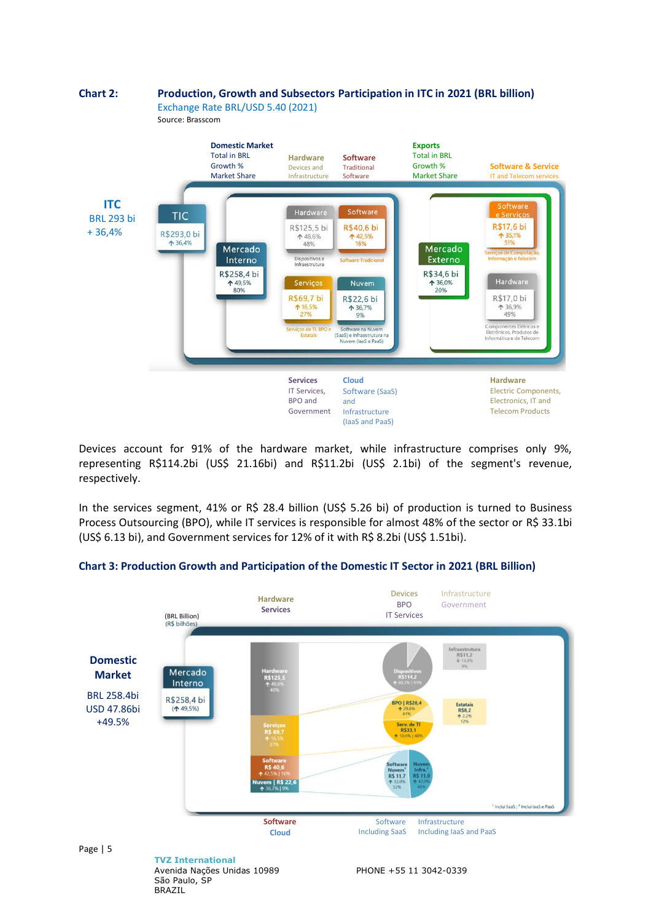**Chart 2:** **Production, Growth and Subsectors Participation in ITC in 2021 (BRL billion)**

Exchange Rate BRL/USD 5.40 (2021)

Source: Brasscom

Domestic Market
Total in BRL
Growth %
Market Share

Hardware
Devices and Infrastructure

Software
Traditional Software

Exports
Total in BRL
Growth %
Market Share

Software & Service
IT and Telecom services

ITC
BRL 293 bi
+ 36,4%

TIC
R$293,0 bi
↑ 36,4%

Mercado Interno
R$258,4 bi
↑ 49,5%
80%

Hardware
R$125,5 bi
↑ 48,6%
48%
Dispositivos e Infraestrutura

Software
R$40,6 bi
↑ 42,5%
16%
Software Tradicional

Serviços
R$69,7 bi
↑ 16,5%
27%
Serviços de TI, BPO e Estatais

Nuvem
R$22,6 bi
↑ 36,7%
9%
Software na Nuvem (SaaS) e Infraestrutura na Nuvem (IaaS e PaaS)

Mercado Externo
R$34,6 bi
↑ 36,0%
20%

Software e Serviços
R$17,6 bi
↑ 35,1%
51%
Serviços de Computação, Informação e Telecom

Hardware
R$17,0 bi
↑ 36,9%
49%
Componentes Elétricos e Eletrônicos, Produtos de Informática e de Telecom

Services
IT Services, BPO and Government

Cloud
Software (SaaS) and Infrastructure (IaaS and PaaS)

Hardware
Electric Components, Electronics, IT and Telecom Products

Devices account for 91% of the hardware market, while infrastructure comprises only 9%, representing R$114.2bi (US$ 21.16bi) and R$11.2bi (US$ 2.1bi) of the segment's revenue, respectively.

In the services segment, 41% or R$ 28.4 billion (US$ 5.26 bi) of production is turned to Business Process Outsourcing (BPO), while IT services is responsible for almost 48% of the sector or R$ 33.1bi (US$ 6.13 bi), and Government services for 12% of it with R$ 8.2bi (US$ 1.51bi).

**Chart 3: Production Growth and Participation of the Domestic IT Sector in 2021 (BRL Billion)**

Hardware
Services

Devices
BPO
IT Services

Infrastructure
Government

(BRL Billion)
(R$ bilhões)

Domestic Market
BRL 258.4bi
USD 47.86bi
+49.5%

Mercado Interno
R$258,4 bi
(↑ 49,5%)

Hardware
R$125,5
↑ 48,6%
48%

Serviços
R$ 69,7
↑ 16,5%
27%

Software
R$ 40,6
↑ 42,5% | 16%

Nuvem | R$ 22,6
↑ 36,7% | 9%

Dispositivos
R$114,2
↑ 60,3% | 91%

Infraestrutura
R$11,2
↓ 14,8%
9%

BPO | R$28,4
↑ 29,6%
41%

Serv. de TI
R$33,1
↑ 10,6% | 48%

Estatais
R$8,2
↑ 2,2%
12%

Software Nuvem[1]
R$ 11,7
↑ 32,0%
52%

Nuvem Infra.[2]
R$ 11,0
↑ 42,0%
48%

[1] Inclui SaaS ; [2] Inclui IaaS e PaaS

Software
Cloud

Software
Including SaaS

Infrastructure
Including IaaS and PaaS

**TVZ International**
Avenida Nações Unidas 10989
São Paulo, SP
BRAZIL

PHONE +55 11 3042-0339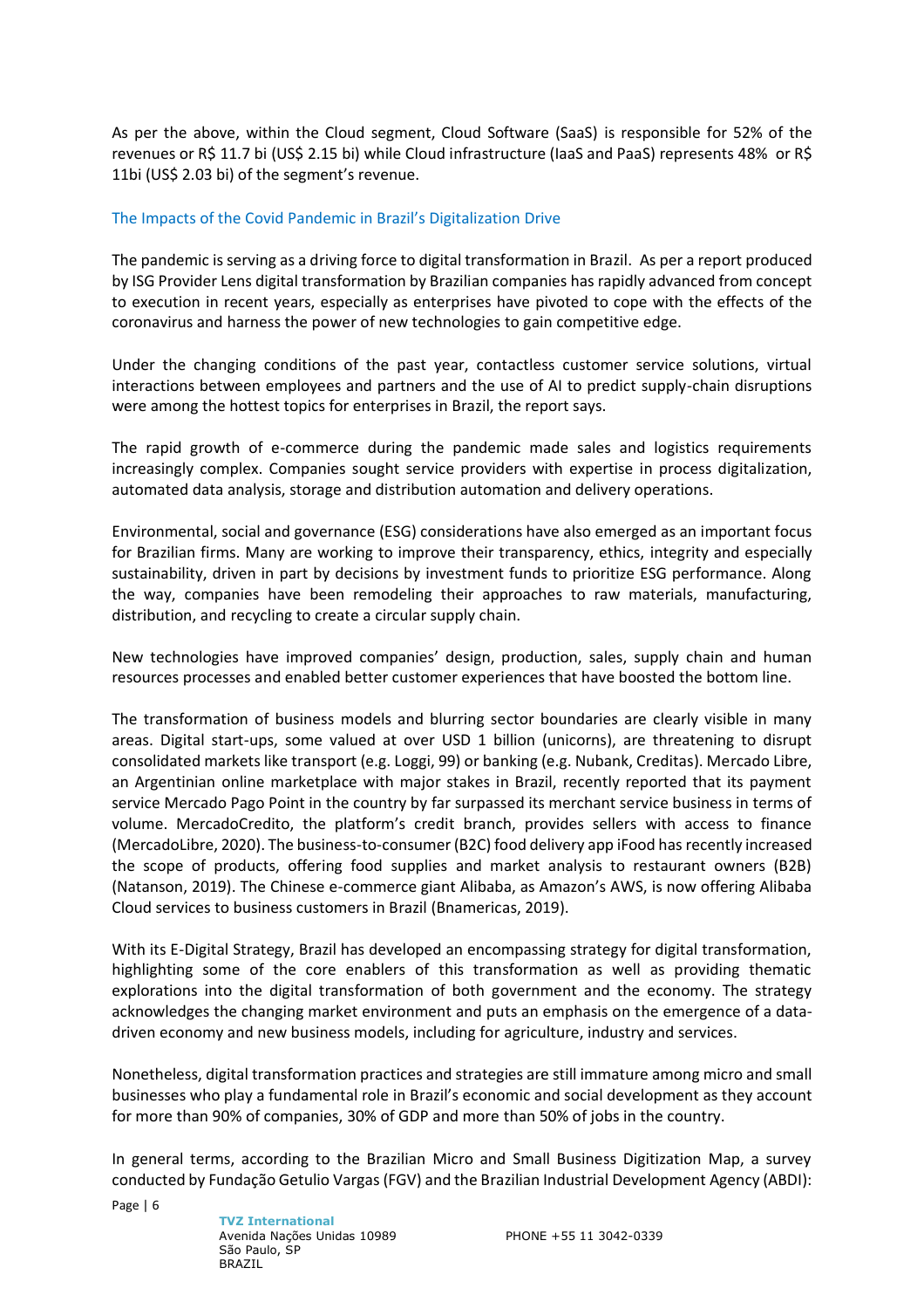As per the above, within the Cloud segment, Cloud Software (SaaS) is responsible for 52% of the revenues or R$ 11.7 bi (US$ 2.15 bi) while Cloud infrastructure (IaaS and PaaS) represents 48% or R$ 11bi (US$ 2.03 bi) of the segment's revenue.

## The Impacts of the Covid Pandemic in Brazil's Digitalization Drive

The pandemic is serving as a driving force to digital transformation in Brazil. As per a report produced by ISG Provider Lens digital transformation by Brazilian companies has rapidly advanced from concept to execution in recent years, especially as enterprises have pivoted to cope with the effects of the coronavirus and harness the power of new technologies to gain competitive edge.

Under the changing conditions of the past year, contactless customer service solutions, virtual interactions between employees and partners and the use of AI to predict supply-chain disruptions were among the hottest topics for enterprises in Brazil, the report says.

The rapid growth of e-commerce during the pandemic made sales and logistics requirements increasingly complex. Companies sought service providers with expertise in process digitalization, automated data analysis, storage and distribution automation and delivery operations.

Environmental, social and governance (ESG) considerations have also emerged as an important focus for Brazilian firms. Many are working to improve their transparency, ethics, integrity and especially sustainability, driven in part by decisions by investment funds to prioritize ESG performance. Along the way, companies have been remodeling their approaches to raw materials, manufacturing, distribution, and recycling to create a circular supply chain.

New technologies have improved companies' design, production, sales, supply chain and human resources processes and enabled better customer experiences that have boosted the bottom line.

The transformation of business models and blurring sector boundaries are clearly visible in many areas. Digital start-ups, some valued at over USD 1 billion (unicorns), are threatening to disrupt consolidated markets like transport (e.g. Loggi, 99) or banking (e.g. Nubank, Creditas). Mercado Libre, an Argentinian online marketplace with major stakes in Brazil, recently reported that its payment service Mercado Pago Point in the country by far surpassed its merchant service business in terms of volume. MercadoCredito, the platform's credit branch, provides sellers with access to finance (MercadoLibre, 2020). The business-to-consumer (B2C) food delivery app iFood has recently increased the scope of products, offering food supplies and market analysis to restaurant owners (B2B) (Natanson, 2019). The Chinese e-commerce giant Alibaba, as Amazon's AWS, is now offering Alibaba Cloud services to business customers in Brazil (Bnamericas, 2019).

With its E-Digital Strategy, Brazil has developed an encompassing strategy for digital transformation, highlighting some of the core enablers of this transformation as well as providing thematic explorations into the digital transformation of both government and the economy. The strategy acknowledges the changing market environment and puts an emphasis on the emergence of a data-driven economy and new business models, including for agriculture, industry and services.

Nonetheless, digital transformation practices and strategies are still immature among micro and small businesses who play a fundamental role in Brazil's economic and social development as they account for more than 90% of companies, 30% of GDP and more than 50% of jobs in the country.

In general terms, according to the Brazilian Micro and Small Business Digitization Map, a survey conducted by Fundação Getulio Vargas (FGV) and the Brazilian Industrial Development Agency (ABDI):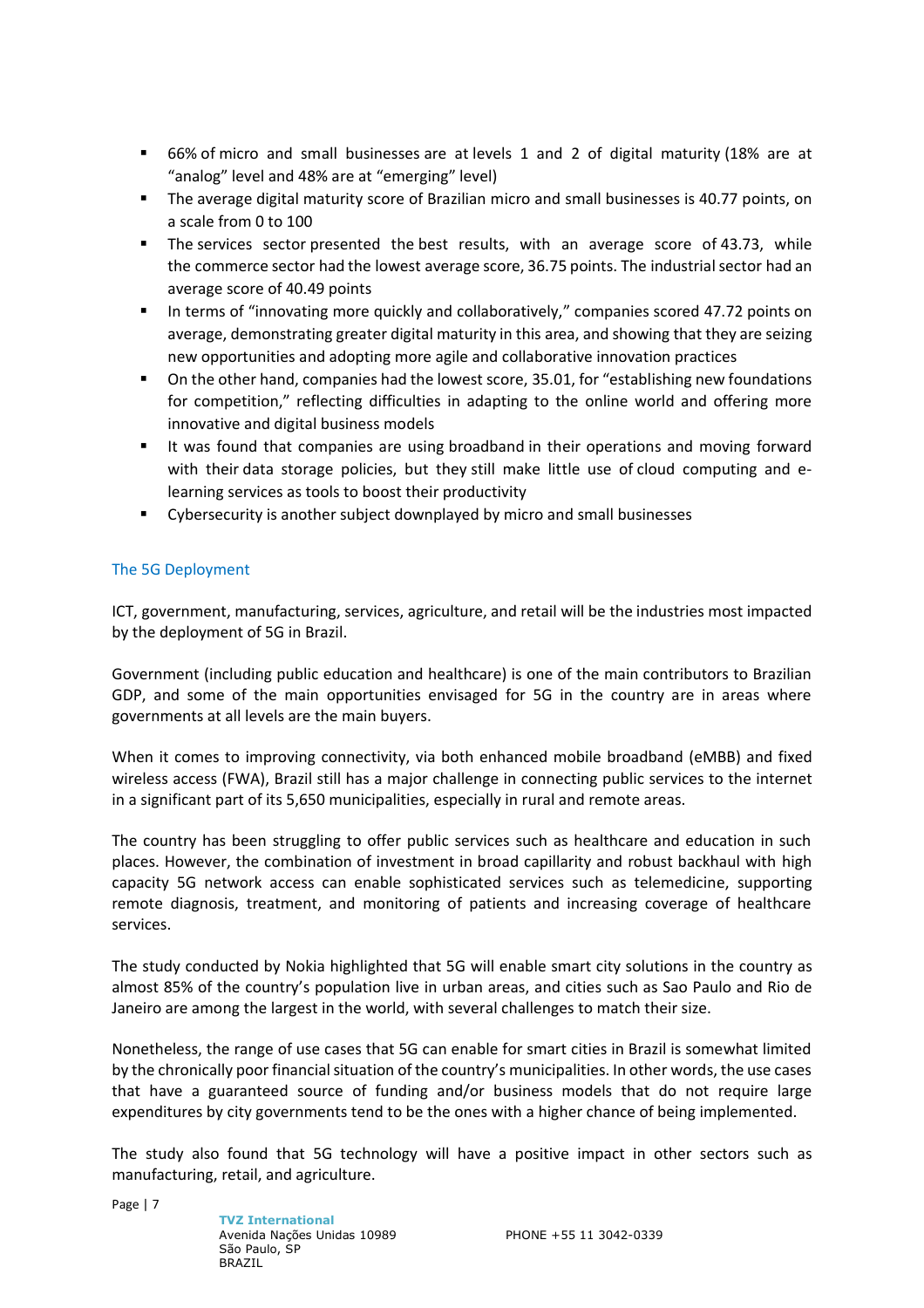- 66% of micro and small businesses are at levels 1 and 2 of digital maturity (18% are at "analog" level and 48% are at "emerging" level)
- The average digital maturity score of Brazilian micro and small businesses is 40.77 points, on a scale from 0 to 100
- The services sector presented the best results, with an average score of 43.73, while the commerce sector had the lowest average score, 36.75 points. The industrial sector had an average score of 40.49 points
- In terms of "innovating more quickly and collaboratively," companies scored 47.72 points on average, demonstrating greater digital maturity in this area, and showing that they are seizing new opportunities and adopting more agile and collaborative innovation practices
- On the other hand, companies had the lowest score, 35.01, for "establishing new foundations for competition," reflecting difficulties in adapting to the online world and offering more innovative and digital business models
- It was found that companies are using broadband in their operations and moving forward with their data storage policies, but they still make little use of cloud computing and e-learning services as tools to boost their productivity
- Cybersecurity is another subject downplayed by micro and small businesses

## The 5G Deployment

ICT, government, manufacturing, services, agriculture, and retail will be the industries most impacted by the deployment of 5G in Brazil.

Government (including public education and healthcare) is one of the main contributors to Brazilian GDP, and some of the main opportunities envisaged for 5G in the country are in areas where governments at all levels are the main buyers.

When it comes to improving connectivity, via both enhanced mobile broadband (eMBB) and fixed wireless access (FWA), Brazil still has a major challenge in connecting public services to the internet in a significant part of its 5,650 municipalities, especially in rural and remote areas.

The country has been struggling to offer public services such as healthcare and education in such places. However, the combination of investment in broad capillarity and robust backhaul with high capacity 5G network access can enable sophisticated services such as telemedicine, supporting remote diagnosis, treatment, and monitoring of patients and increasing coverage of healthcare services.

The study conducted by Nokia highlighted that 5G will enable smart city solutions in the country as almost 85% of the country's population live in urban areas, and cities such as Sao Paulo and Rio de Janeiro are among the largest in the world, with several challenges to match their size.

Nonetheless, the range of use cases that 5G can enable for smart cities in Brazil is somewhat limited by the chronically poor financial situation of the country's municipalities. In other words, the use cases that have a guaranteed source of funding and/or business models that do not require large expenditures by city governments tend to be the ones with a higher chance of being implemented.

The study also found that 5G technology will have a positive impact in other sectors such as manufacturing, retail, and agriculture.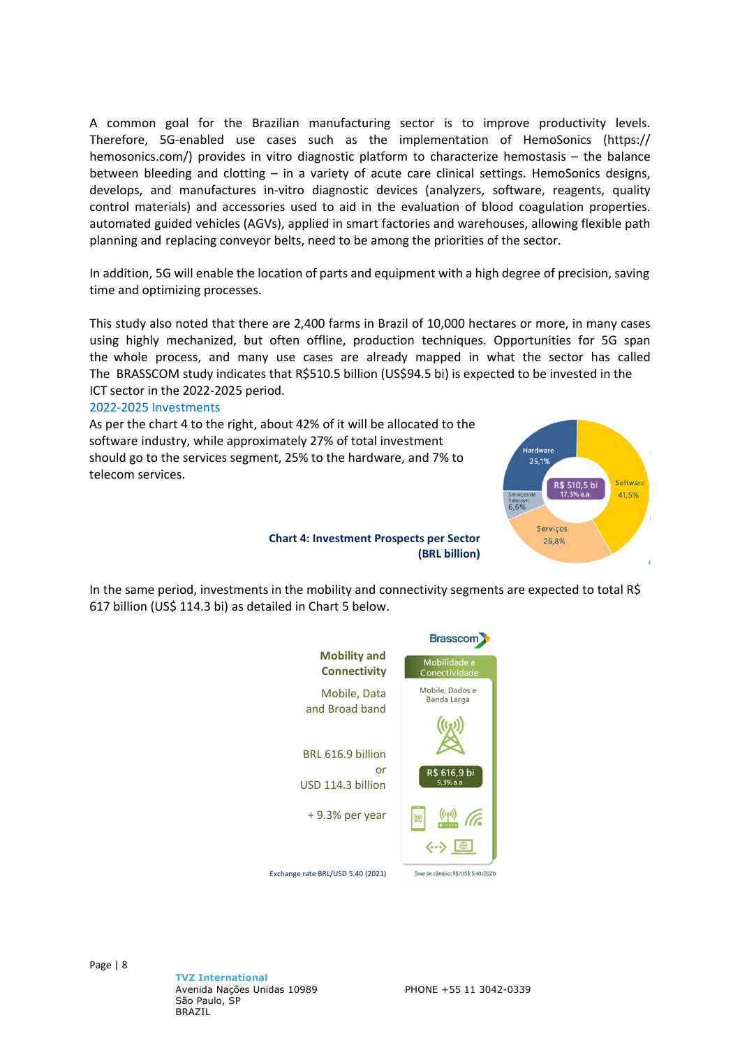A common goal for the Brazilian manufacturing sector is to improve productivity levels. Therefore, 5G-enabled use cases such as the implementation of HemoSonics (https://hemosonics.com/) provides in vitro diagnostic platform to characterize hemostasis – the balance between bleeding and clotting – in a variety of acute care clinical settings. HemoSonics designs, develops, and manufactures in-vitro diagnostic devices (analyzers, software, reagents, quality control materials) and accessories used to aid in the evaluation of blood coagulation properties. automated guided vehicles (AGVs), applied in smart factories and warehouses, allowing flexible path planning and replacing conveyor belts, need to be among the priorities of the sector.

In addition, 5G will enable the location of parts and equipment with a high degree of precision, saving time and optimizing processes.

This study also noted that there are 2,400 farms in Brazil of 10,000 hectares or more, in many cases using highly mechanized, but often offline, production techniques. Opportunities for 5G span the whole process, and many use cases are already mapped in what the sector has called The BRASSCOM study indicates that R$510.5 billion (US$94.5 bi) is expected to be invested in the ICT sector in the 2022-2025 period.

## 2022-2025 Investments

As per the chart 4 to the right, about 42% of it will be allocated to the software industry, while approximately 27% of total investment should go to the services segment, 25% to the hardware, and 7% to telecom services.

Hardware 25,1%
Software 41,5%
Serviços de Telecom 6,6%
Serviços 26,8%
R$ 510,5 bi 17,3% a.a.

**Chart 4: Investment Prospects per Sector (BRL billion)**

In the same period, investments in the mobility and connectivity segments are expected to total R$ 617 billion (US$ 114.3 bi) as detailed in Chart 5 below.

**Mobility and Connectivity**

Mobile, Data and Broad band

BRL 616.9 billion or USD 114.3 billion

+ 9.3% per year

Brasscom
Mobilidade e Conectividade
Mobile, Dados e Banda Larga
R$ 616,9 bi
9,3% a.a.

Exchange rate BRL/USD 5.40 (2021)

Taxa de câmbio: R$/US$ 5,40 (2021)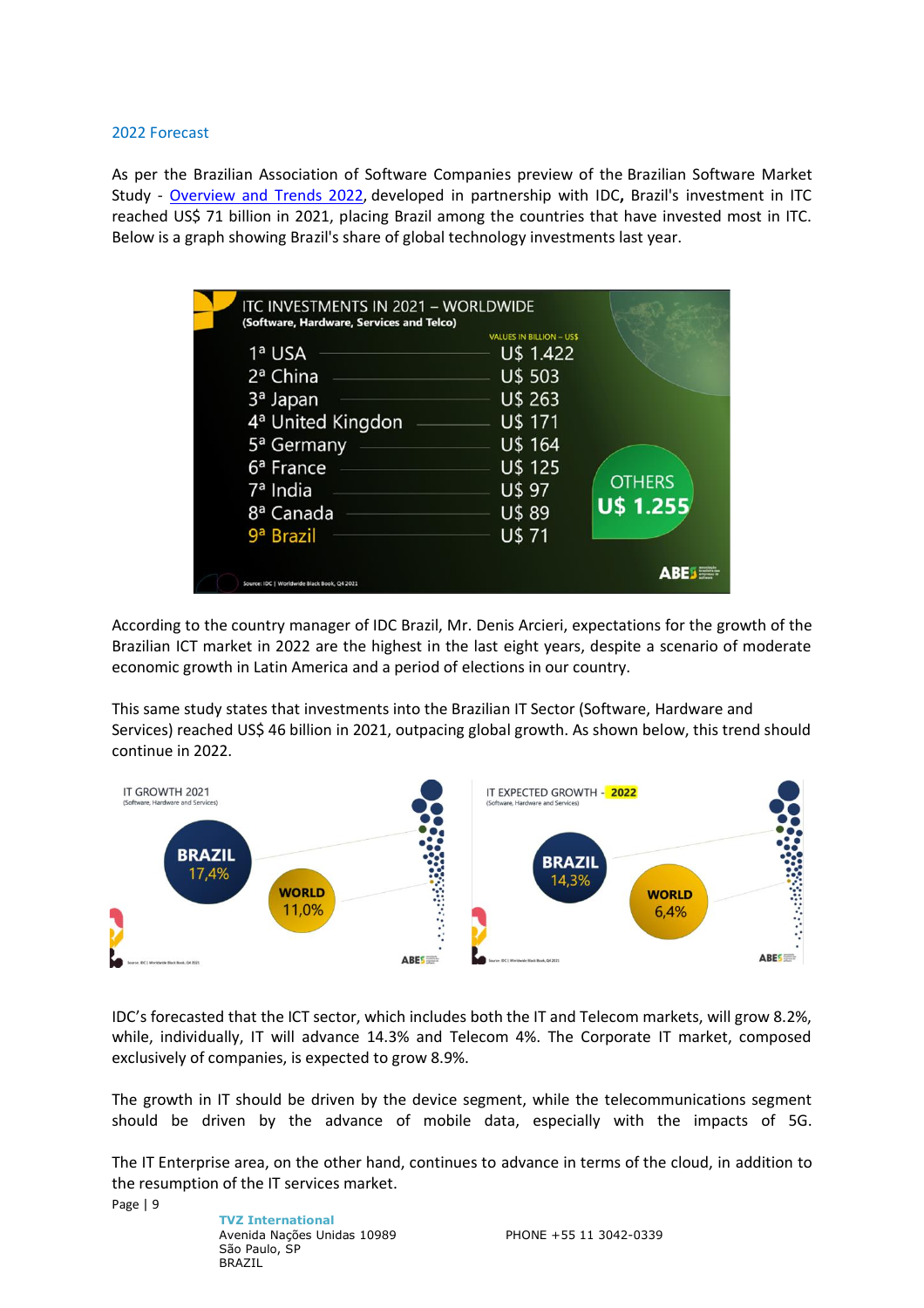## 2022 Forecast

As per the Brazilian Association of Software Companies preview of the Brazilian Software Market Study - Overview and Trends 2022, developed in partnership with IDC, Brazil's investment in ITC reached US$ 71 billion in 2021, placing Brazil among the countries that have invested most in ITC. Below is a graph showing Brazil's share of global technology investments last year.

**ITC INVESTMENTS IN 2021 – WORLDWIDE**
**(Software, Hardware, Services and Telco)**

| Rank | Country | Values in billion – US$ |
|---|---|---|
| 1ª | USA | U$ 1.422 |
| 2ª | China | U$ 503 |
| 3ª | Japan | U$ 263 |
| 4ª | United Kingdon | U$ 171 |
| 5ª | Germany | U$ 164 |
| 6ª | France | U$ 125 |
| 7ª | India | U$ 97 |
| 8ª | Canada | U$ 89 |
| 9ª | Brazil | U$ 71 |
| | OTHERS | U$ 1.255 |

Source: IDC | Worldwide Black Book, Q4 2021

According to the country manager of IDC Brazil, Mr. Denis Arcieri, expectations for the growth of the Brazilian ICT market in 2022 are the highest in the last eight years, despite a scenario of moderate economic growth in Latin America and a period of elections in our country.

This same study states that investments into the Brazilian IT Sector (Software, Hardware and Services) reached US$ 46 billion in 2021, outpacing global growth. As shown below, this trend should continue in 2022.

| | IT GROWTH 2021 (Software, Hardware and Services) | IT EXPECTED GROWTH - 2022 (Software, Hardware and Services) |
|---|---|---|
| BRAZIL | 17,4% | 14,3% |
| WORLD | 11,0% | 6,4% |

Source: IDC | Worldwide Black Book, Q4 2021

IDC's forecasted that the ICT sector, which includes both the IT and Telecom markets, will grow 8.2%, while, individually, IT will advance 14.3% and Telecom 4%. The Corporate IT market, composed exclusively of companies, is expected to grow 8.9%.

The growth in IT should be driven by the device segment, while the telecommunications segment should be driven by the advance of mobile data, especially with the impacts of 5G.

The IT Enterprise area, on the other hand, continues to advance in terms of the cloud, in addition to the resumption of the IT services market.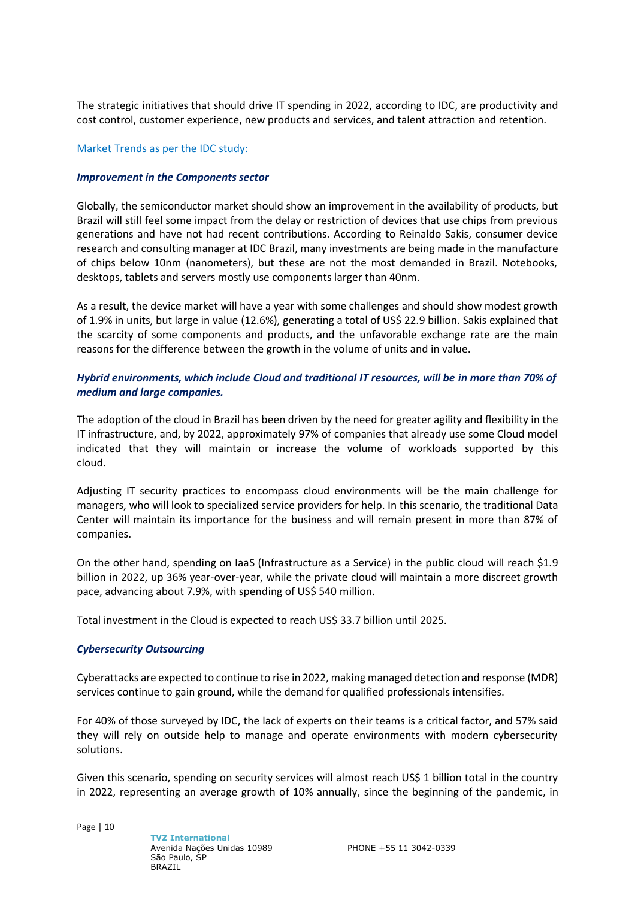The strategic initiatives that should drive IT spending in 2022, according to IDC, are productivity and cost control, customer experience, new products and services, and talent attraction and retention.

Market Trends as per the IDC study:

***Improvement in the Components sector***

Globally, the semiconductor market should show an improvement in the availability of products, but Brazil will still feel some impact from the delay or restriction of devices that use chips from previous generations and have not had recent contributions. According to Reinaldo Sakis, consumer device research and consulting manager at IDC Brazil, many investments are being made in the manufacture of chips below 10nm (nanometers), but these are not the most demanded in Brazil. Notebooks, desktops, tablets and servers mostly use components larger than 40nm.

As a result, the device market will have a year with some challenges and should show modest growth of 1.9% in units, but large in value (12.6%), generating a total of US$ 22.9 billion. Sakis explained that the scarcity of some components and products, and the unfavorable exchange rate are the main reasons for the difference between the growth in the volume of units and in value.

***Hybrid environments, which include Cloud and traditional IT resources, will be in more than 70% of medium and large companies.***

The adoption of the cloud in Brazil has been driven by the need for greater agility and flexibility in the IT infrastructure, and, by 2022, approximately 97% of companies that already use some Cloud model indicated that they will maintain or increase the volume of workloads supported by this cloud.

Adjusting IT security practices to encompass cloud environments will be the main challenge for managers, who will look to specialized service providers for help. In this scenario, the traditional Data Center will maintain its importance for the business and will remain present in more than 87% of companies.

On the other hand, spending on IaaS (Infrastructure as a Service) in the public cloud will reach $1.9 billion in 2022, up 36% year-over-year, while the private cloud will maintain a more discreet growth pace, advancing about 7.9%, with spending of US$ 540 million.

Total investment in the Cloud is expected to reach US$ 33.7 billion until 2025.

***Cybersecurity Outsourcing***

Cyberattacks are expected to continue to rise in 2022, making managed detection and response (MDR) services continue to gain ground, while the demand for qualified professionals intensifies.

For 40% of those surveyed by IDC, the lack of experts on their teams is a critical factor, and 57% said they will rely on outside help to manage and operate environments with modern cybersecurity solutions.

Given this scenario, spending on security services will almost reach US$ 1 billion total in the country in 2022, representing an average growth of 10% annually, since the beginning of the pandemic, in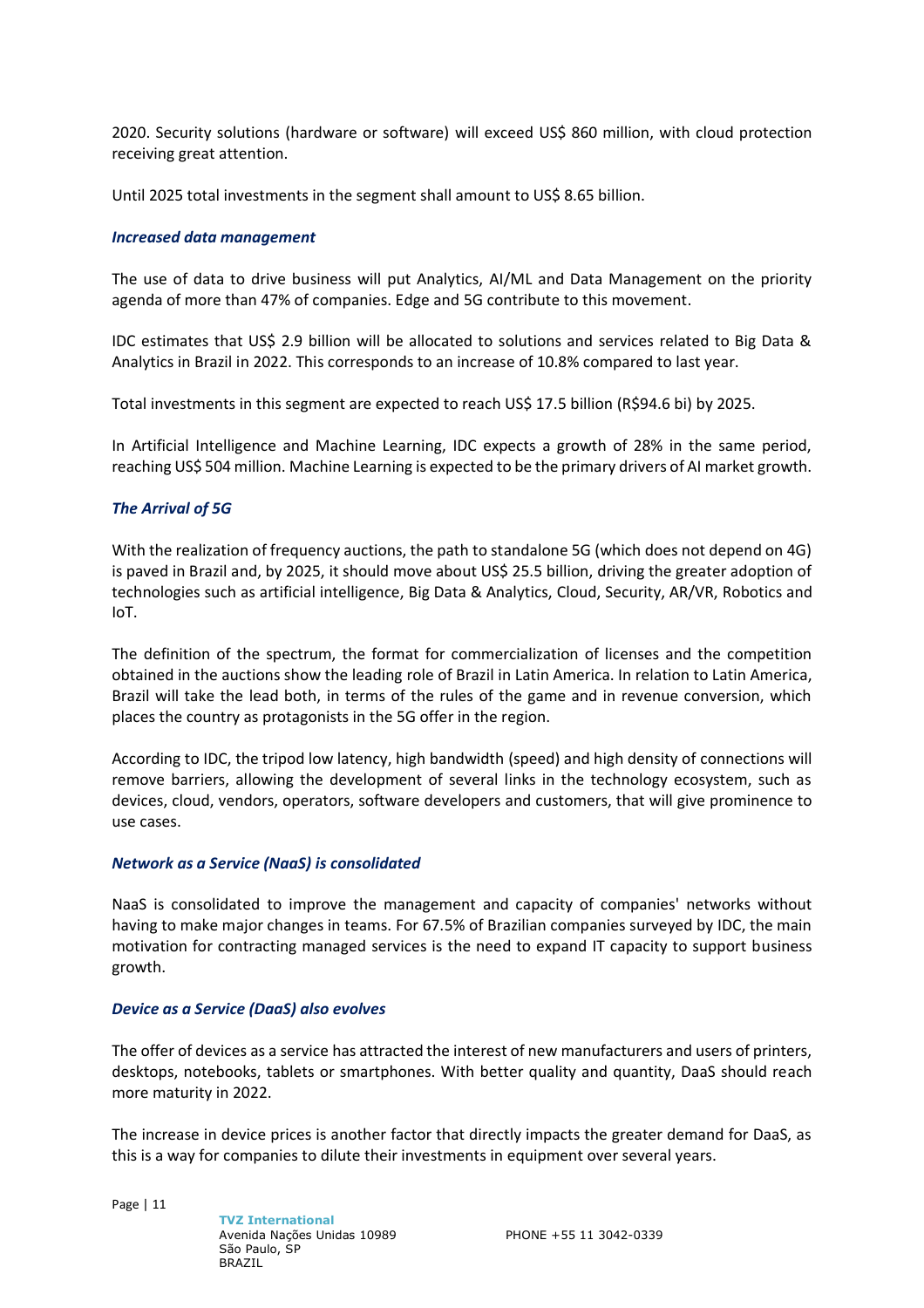2020. Security solutions (hardware or software) will exceed US$ 860 million, with cloud protection receiving great attention.

Until 2025 total investments in the segment shall amount to US$ 8.65 billion.

### *Increased data management*

The use of data to drive business will put Analytics, AI/ML and Data Management on the priority agenda of more than 47% of companies. Edge and 5G contribute to this movement.

IDC estimates that US$ 2.9 billion will be allocated to solutions and services related to Big Data & Analytics in Brazil in 2022. This corresponds to an increase of 10.8% compared to last year.

Total investments in this segment are expected to reach US$ 17.5 billion (R$94.6 bi) by 2025.

In Artificial Intelligence and Machine Learning, IDC expects a growth of 28% in the same period, reaching US$ 504 million. Machine Learning is expected to be the primary drivers of AI market growth.

### *The Arrival of 5G*

With the realization of frequency auctions, the path to standalone 5G (which does not depend on 4G) is paved in Brazil and, by 2025, it should move about US$ 25.5 billion, driving the greater adoption of technologies such as artificial intelligence, Big Data & Analytics, Cloud, Security, AR/VR, Robotics and IoT.

The definition of the spectrum, the format for commercialization of licenses and the competition obtained in the auctions show the leading role of Brazil in Latin America. In relation to Latin America, Brazil will take the lead both, in terms of the rules of the game and in revenue conversion, which places the country as protagonists in the 5G offer in the region.

According to IDC, the tripod low latency, high bandwidth (speed) and high density of connections will remove barriers, allowing the development of several links in the technology ecosystem, such as devices, cloud, vendors, operators, software developers and customers, that will give prominence to use cases.

### *Network as a Service (NaaS) is consolidated*

NaaS is consolidated to improve the management and capacity of companies' networks without having to make major changes in teams. For 67.5% of Brazilian companies surveyed by IDC, the main motivation for contracting managed services is the need to expand IT capacity to support business growth.

### *Device as a Service (DaaS) also evolves*

The offer of devices as a service has attracted the interest of new manufacturers and users of printers, desktops, notebooks, tablets or smartphones. With better quality and quantity, DaaS should reach more maturity in 2022.

The increase in device prices is another factor that directly impacts the greater demand for DaaS, as this is a way for companies to dilute their investments in equipment over several years.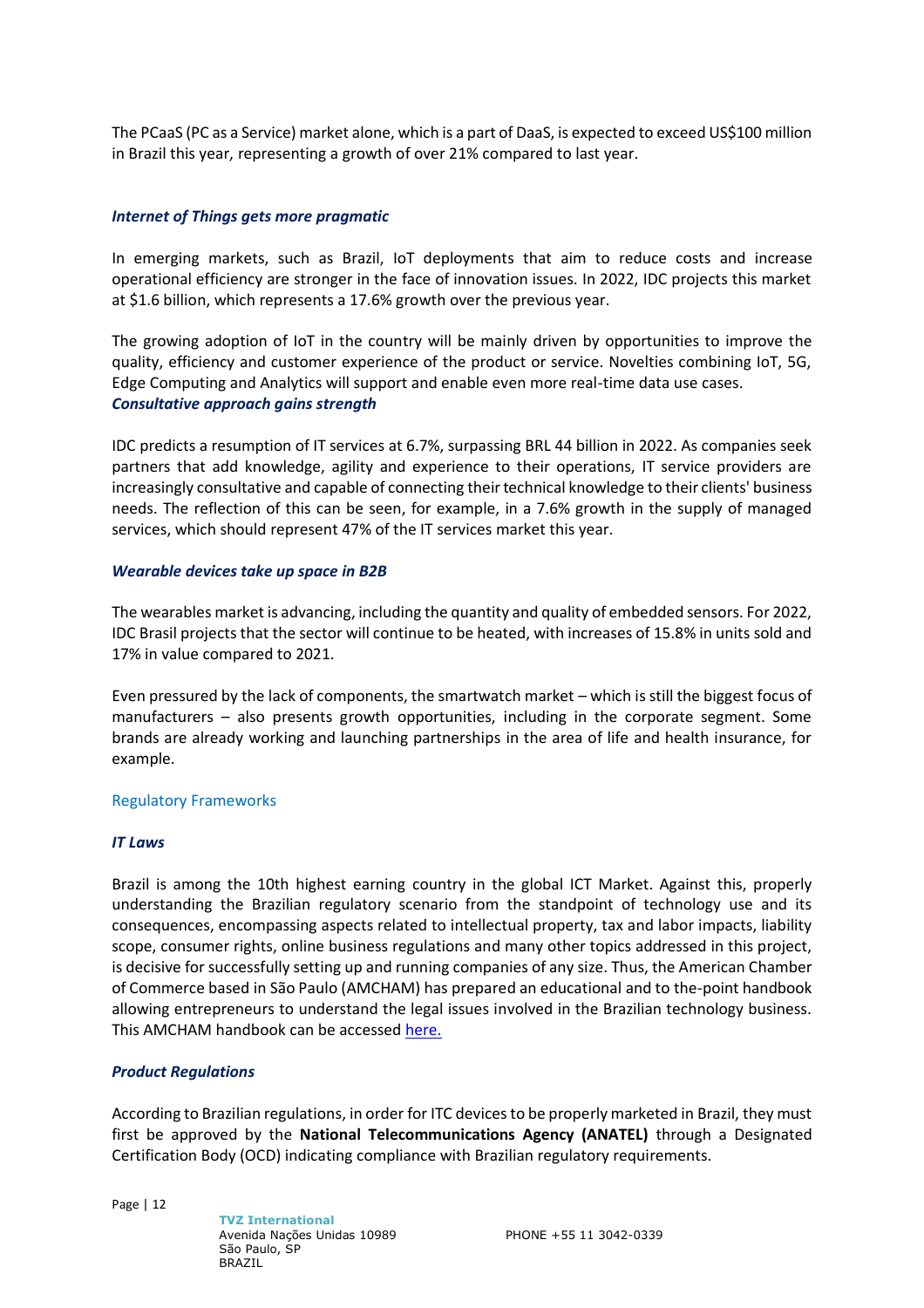The PCaaS (PC as a Service) market alone, which is a part of DaaS, is expected to exceed US$100 million in Brazil this year, representing a growth of over 21% compared to last year.

### *Internet of Things gets more pragmatic*

In emerging markets, such as Brazil, IoT deployments that aim to reduce costs and increase operational efficiency are stronger in the face of innovation issues. In 2022, IDC projects this market at $1.6 billion, which represents a 17.6% growth over the previous year.

The growing adoption of IoT in the country will be mainly driven by opportunities to improve the quality, efficiency and customer experience of the product or service. Novelties combining IoT, 5G, Edge Computing and Analytics will support and enable even more real-time data use cases.

### *Consultative approach gains strength*

IDC predicts a resumption of IT services at 6.7%, surpassing BRL 44 billion in 2022. As companies seek partners that add knowledge, agility and experience to their operations, IT service providers are increasingly consultative and capable of connecting their technical knowledge to their clients' business needs. The reflection of this can be seen, for example, in a 7.6% growth in the supply of managed services, which should represent 47% of the IT services market this year.

### *Wearable devices take up space in B2B*

The wearables market is advancing, including the quantity and quality of embedded sensors. For 2022, IDC Brasil projects that the sector will continue to be heated, with increases of 15.8% in units sold and 17% in value compared to 2021.

Even pressured by the lack of components, the smartwatch market – which is still the biggest focus of manufacturers – also presents growth opportunities, including in the corporate segment. Some brands are already working and launching partnerships in the area of life and health insurance, for example.

## Regulatory Frameworks

### *IT Laws*

Brazil is among the 10th highest earning country in the global ICT Market. Against this, properly understanding the Brazilian regulatory scenario from the standpoint of technology use and its consequences, encompassing aspects related to intellectual property, tax and labor impacts, liability scope, consumer rights, online business regulations and many other topics addressed in this project, is decisive for successfully setting up and running companies of any size. Thus, the American Chamber of Commerce based in São Paulo (AMCHAM) has prepared an educational and to the-point handbook allowing entrepreneurs to understand the legal issues involved in the Brazilian technology business. This AMCHAM handbook can be accessed here.

### *Product Regulations*

According to Brazilian regulations, in order for ITC devices to be properly marketed in Brazil, they must first be approved by the **National Telecommunications Agency (ANATEL)** through a Designated Certification Body (OCD) indicating compliance with Brazilian regulatory requirements.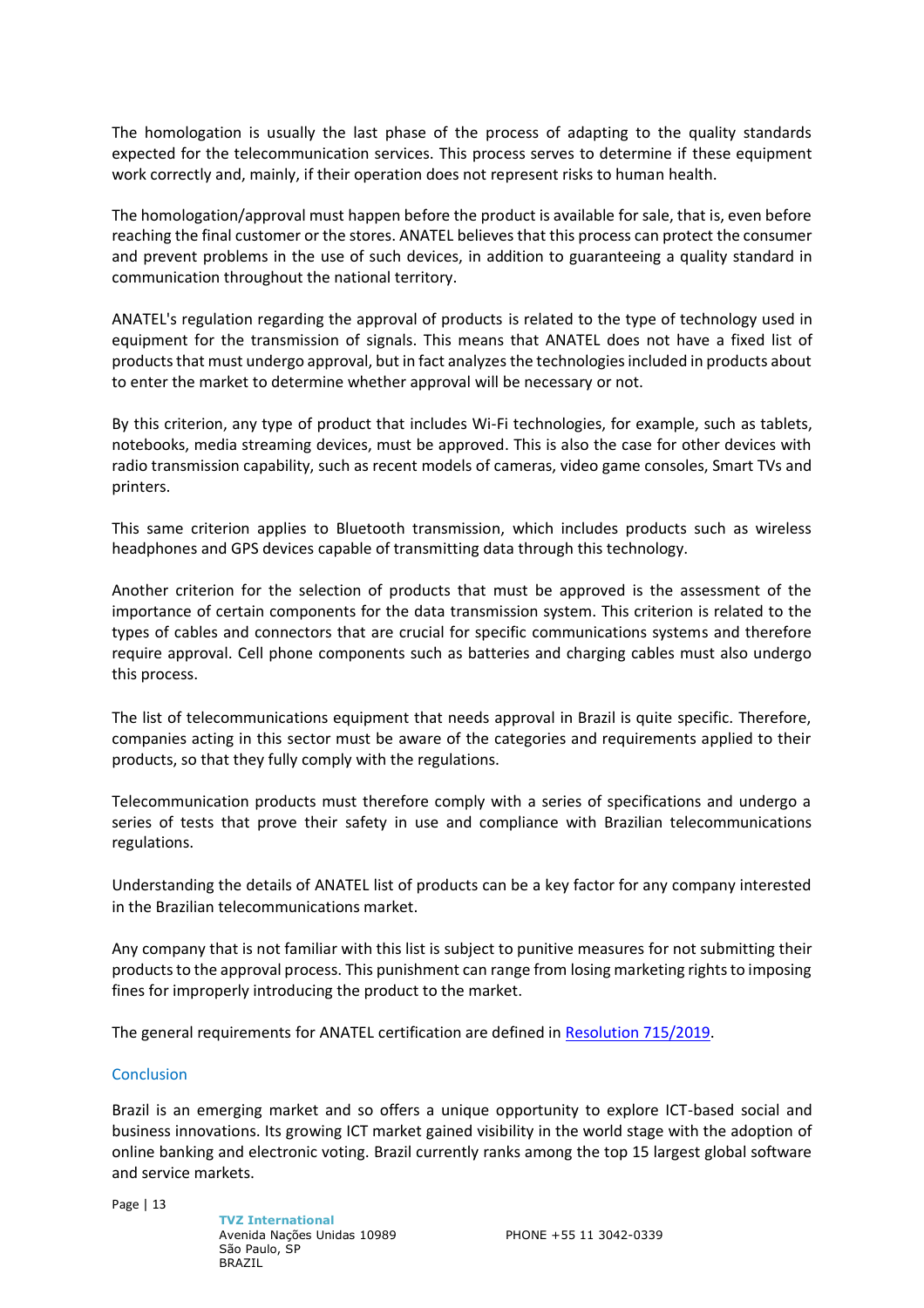The homologation is usually the last phase of the process of adapting to the quality standards expected for the telecommunication services. This process serves to determine if these equipment work correctly and, mainly, if their operation does not represent risks to human health.

The homologation/approval must happen before the product is available for sale, that is, even before reaching the final customer or the stores. ANATEL believes that this process can protect the consumer and prevent problems in the use of such devices, in addition to guaranteeing a quality standard in communication throughout the national territory.

ANATEL's regulation regarding the approval of products is related to the type of technology used in equipment for the transmission of signals. This means that ANATEL does not have a fixed list of products that must undergo approval, but in fact analyzes the technologies included in products about to enter the market to determine whether approval will be necessary or not.

By this criterion, any type of product that includes Wi-Fi technologies, for example, such as tablets, notebooks, media streaming devices, must be approved. This is also the case for other devices with radio transmission capability, such as recent models of cameras, video game consoles, Smart TVs and printers.

This same criterion applies to Bluetooth transmission, which includes products such as wireless headphones and GPS devices capable of transmitting data through this technology.

Another criterion for the selection of products that must be approved is the assessment of the importance of certain components for the data transmission system. This criterion is related to the types of cables and connectors that are crucial for specific communications systems and therefore require approval. Cell phone components such as batteries and charging cables must also undergo this process.

The list of telecommunications equipment that needs approval in Brazil is quite specific. Therefore, companies acting in this sector must be aware of the categories and requirements applied to their products, so that they fully comply with the regulations.

Telecommunication products must therefore comply with a series of specifications and undergo a series of tests that prove their safety in use and compliance with Brazilian telecommunications regulations.

Understanding the details of ANATEL list of products can be a key factor for any company interested in the Brazilian telecommunications market.

Any company that is not familiar with this list is subject to punitive measures for not submitting their products to the approval process. This punishment can range from losing marketing rights to imposing fines for improperly introducing the product to the market.

The general requirements for ANATEL certification are defined in [Resolution 715/2019](#).

## Conclusion

Brazil is an emerging market and so offers a unique opportunity to explore ICT-based social and business innovations. Its growing ICT market gained visibility in the world stage with the adoption of online banking and electronic voting. Brazil currently ranks among the top 15 largest global software and service markets.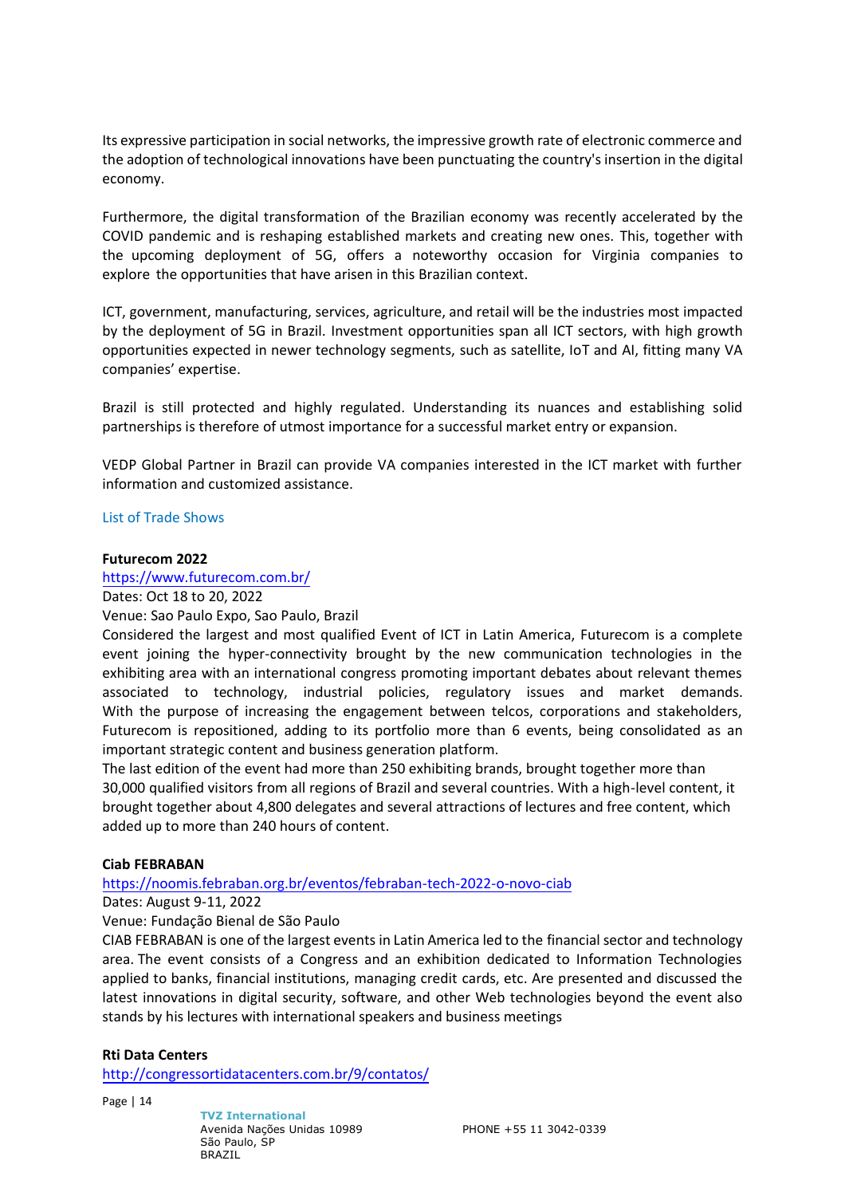Its expressive participation in social networks, the impressive growth rate of electronic commerce and the adoption of technological innovations have been punctuating the country's insertion in the digital economy.

Furthermore, the digital transformation of the Brazilian economy was recently accelerated by the COVID pandemic and is reshaping established markets and creating new ones. This, together with the upcoming deployment of 5G, offers a noteworthy occasion for Virginia companies to explore the opportunities that have arisen in this Brazilian context.

ICT, government, manufacturing, services, agriculture, and retail will be the industries most impacted by the deployment of 5G in Brazil. Investment opportunities span all ICT sectors, with high growth opportunities expected in newer technology segments, such as satellite, IoT and AI, fitting many VA companies' expertise.

Brazil is still protected and highly regulated. Understanding its nuances and establishing solid partnerships is therefore of utmost importance for a successful market entry or expansion.

VEDP Global Partner in Brazil can provide VA companies interested in the ICT market with further information and customized assistance.

## List of Trade Shows

**Futurecom 2022**
https://www.futurecom.com.br/
Dates: Oct 18 to 20, 2022
Venue: Sao Paulo Expo, Sao Paulo, Brazil
Considered the largest and most qualified Event of ICT in Latin America, Futurecom is a complete event joining the hyper-connectivity brought by the new communication technologies in the exhibiting area with an international congress promoting important debates about relevant themes associated to technology, industrial policies, regulatory issues and market demands. With the purpose of increasing the engagement between telcos, corporations and stakeholders, Futurecom is repositioned, adding to its portfolio more than 6 events, being consolidated as an important strategic content and business generation platform.
The last edition of the event had more than 250 exhibiting brands, brought together more than 30,000 qualified visitors from all regions of Brazil and several countries. With a high-level content, it brought together about 4,800 delegates and several attractions of lectures and free content, which added up to more than 240 hours of content.

**Ciab FEBRABAN**
https://noomis.febraban.org.br/eventos/febraban-tech-2022-o-novo-ciab
Dates: August 9-11, 2022
Venue: Fundação Bienal de São Paulo
CIAB FEBRABAN is one of the largest events in Latin America led to the financial sector and technology area. The event consists of a Congress and an exhibition dedicated to Information Technologies applied to banks, financial institutions, managing credit cards, etc. Are presented and discussed the latest innovations in digital security, software, and other Web technologies beyond the event also stands by his lectures with international speakers and business meetings

**Rti Data Centers**
http://congressortidatacenters.com.br/9/contatos/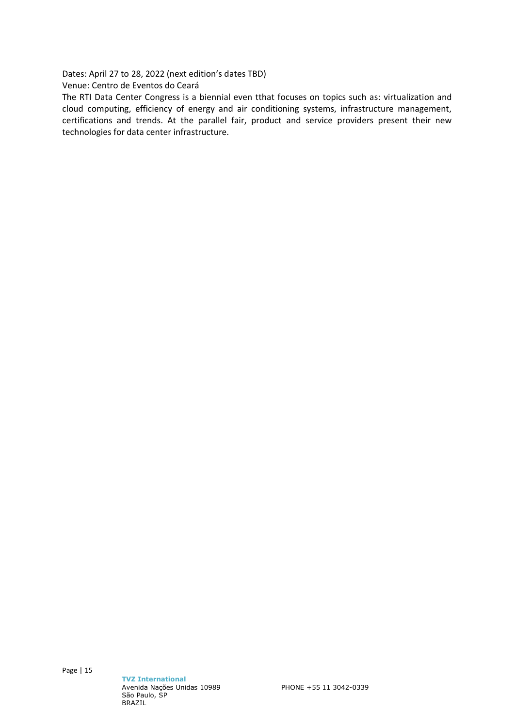Dates: April 27 to 28, 2022 (next edition's dates TBD)
Venue: Centro de Eventos do Ceará

The RTI Data Center Congress is a biennial even tthat focuses on topics such as: virtualization and cloud computing, efficiency of energy and air conditioning systems, infrastructure management, certifications and trends. At the parallel fair, product and service providers present their new technologies for data center infrastructure.